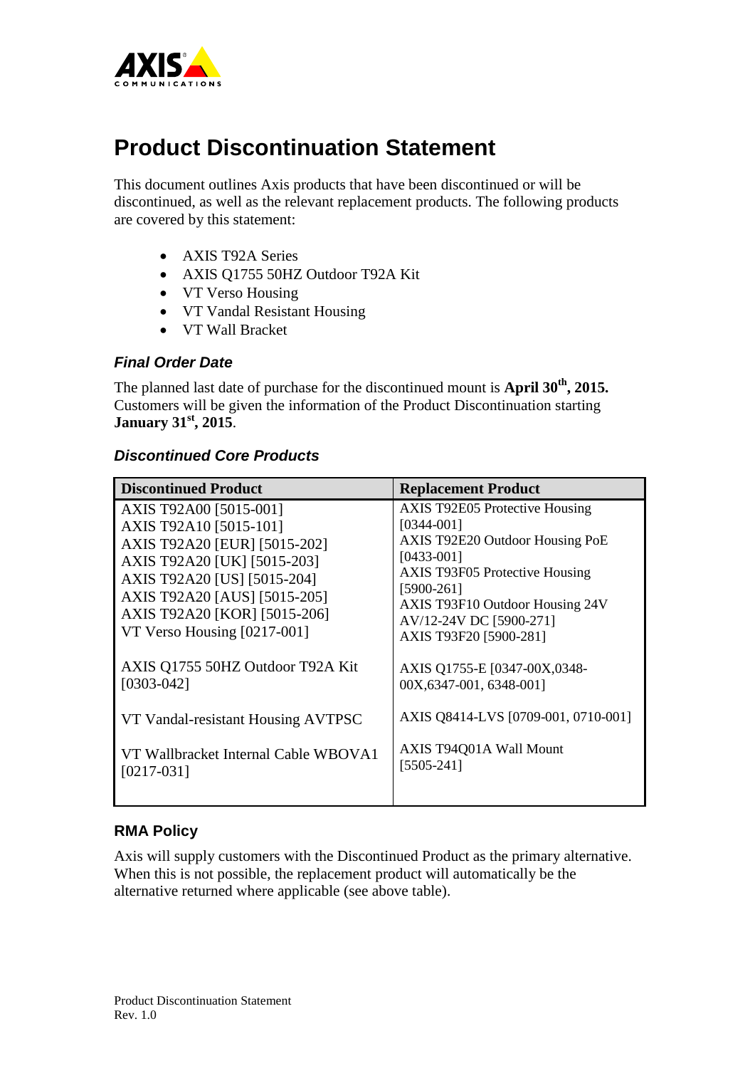# Product Discontinuation Statement

This document outlines Axis products that have been discontinued or will be discontinued, as well as the relevant replacement products. The following products are covered by this statement:

- AXIS T92A Series
- AXIS Q1755 50HZ Outdoor T92A Kit
- VT Verso Housing
- VT Vandal Resistant Housing
- VT Wall Bracket

### *Final Order Date*

The planned last date of purchase for the discontinued mount is **April 30th, 2015.** Customers will be given the information of the Product Discontinuation starting **January 31st, 2015**.

### *Discontinued Core Products*

| Discontinued Product | Replacement Product |
|---|---|
| AXIS T92A00 [5015-001]<br>AXIS T92A10 [5015-101]<br>AXIS T92A20 [EUR] [5015-202]<br>AXIS T92A20 [UK] [5015-203]<br>AXIS T92A20 [US] [5015-204]<br>AXIS T92A20 [AUS] [5015-205]<br>AXIS T92A20 [KOR] [5015-206]<br>VT Verso Housing [0217-001] | AXIS T92E05 Protective Housing [0344-001]<br>AXIS T92E20 Outdoor Housing PoE [0433-001]<br>AXIS T93F05 Protective Housing [5900-261]<br>AXIS T93F10 Outdoor Housing 24V AV/12-24V DC [5900-271]<br>AXIS T93F20 [5900-281] |
| AXIS Q1755 50HZ Outdoor T92A Kit [0303-042] | AXIS Q1755-E [0347-00X,0348-00X,6347-001, 6348-001] |
| VT Vandal-resistant Housing AVTPSC | AXIS Q8414-LVS [0709-001, 0710-001] |
| VT Wallbracket Internal Cable WBOVA1 [0217-031] | AXIS T94Q01A Wall Mount [5505-241] |

### RMA Policy

Axis will supply customers with the Discontinued Product as the primary alternative. When this is not possible, the replacement product will automatically be the alternative returned where applicable (see above table).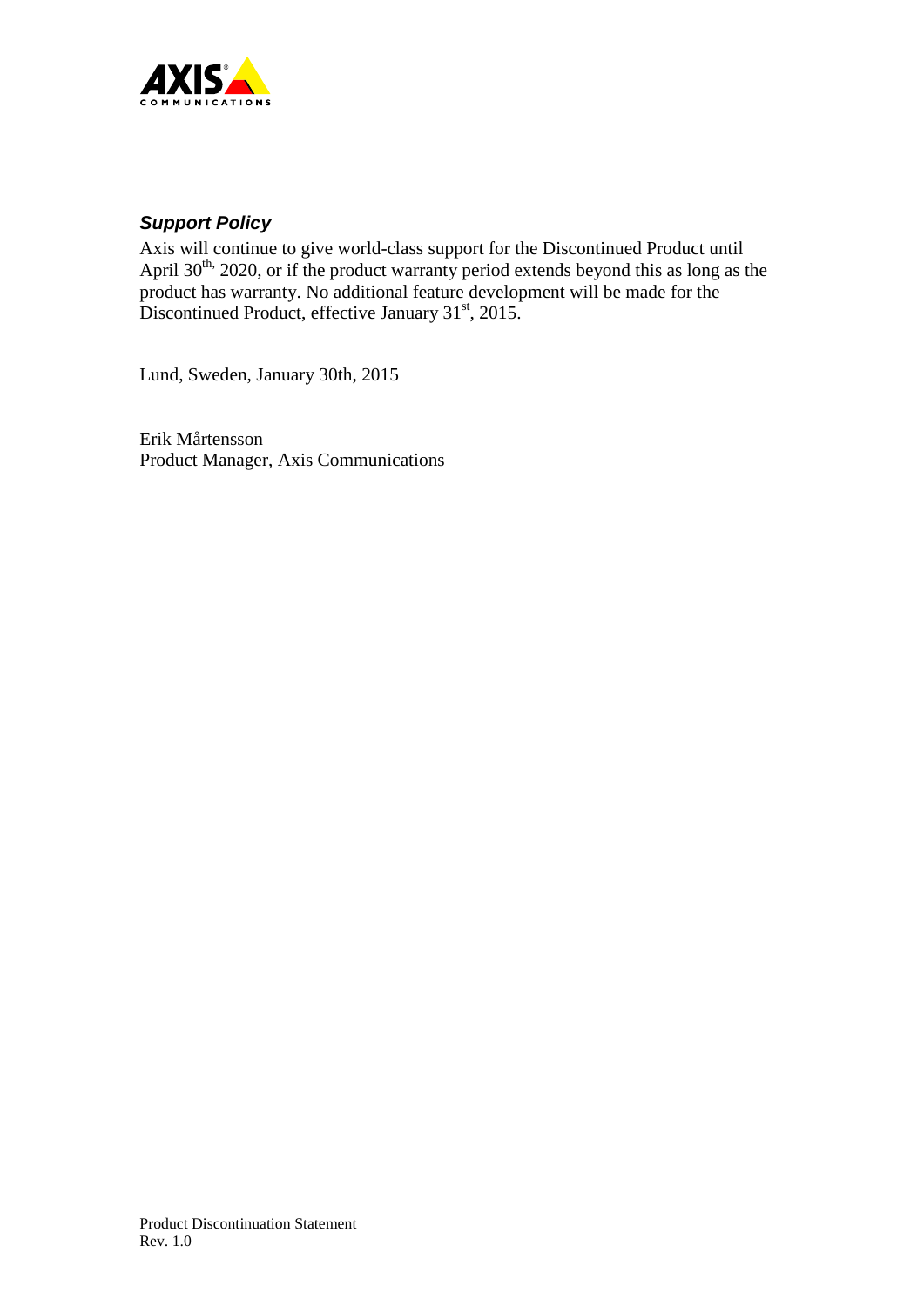### *Support Policy*

Axis will continue to give world-class support for the Discontinued Product until April 30th, 2020, or if the product warranty period extends beyond this as long as the product has warranty. No additional feature development will be made for the Discontinued Product, effective January 31st, 2015.

Lund, Sweden, January 30th, 2015

Erik Mårtensson
Product Manager, Axis Communications